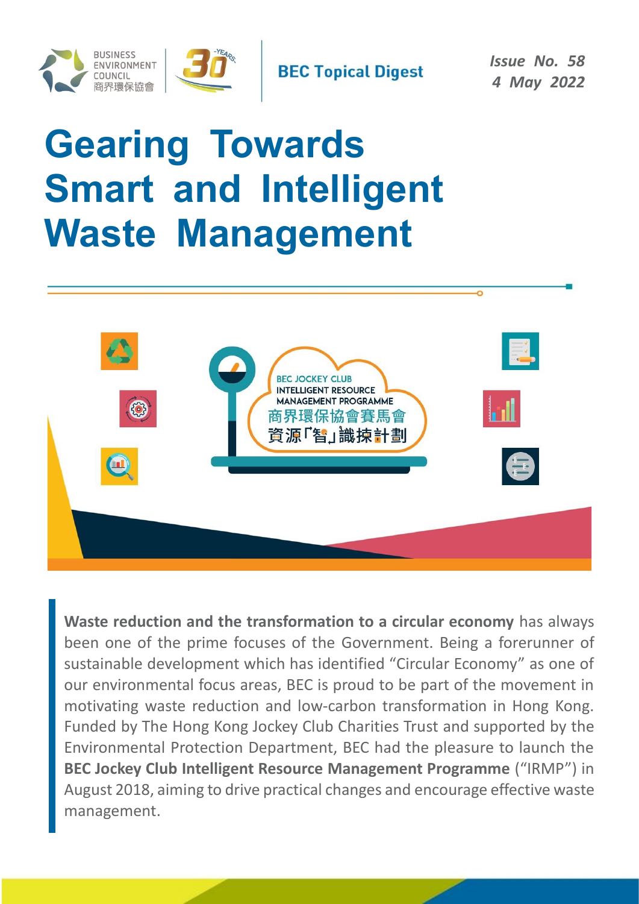BUSINESS ENVIRONMENT COUNCIL 商界環保協會

**BEC Topical Digest**

*Issue No. 58*
*4 May 2022*

# Gearing Towards Smart and Intelligent Waste Management

BEC JOCKEY CLUB INTELLIGENT RESOURCE MANAGEMENT PROGRAMME
商界環保協會賽馬會資源「智」識揀計劃

**Waste reduction and the transformation to a circular economy** has always been one of the prime focuses of the Government. Being a forerunner of sustainable development which has identified "Circular Economy" as one of our environmental focus areas, BEC is proud to be part of the movement in motivating waste reduction and low-carbon transformation in Hong Kong. Funded by The Hong Kong Jockey Club Charities Trust and supported by the Environmental Protection Department, BEC had the pleasure to launch the **BEC Jockey Club Intelligent Resource Management Programme** ("IRMP") in August 2018, aiming to drive practical changes and encourage effective waste management.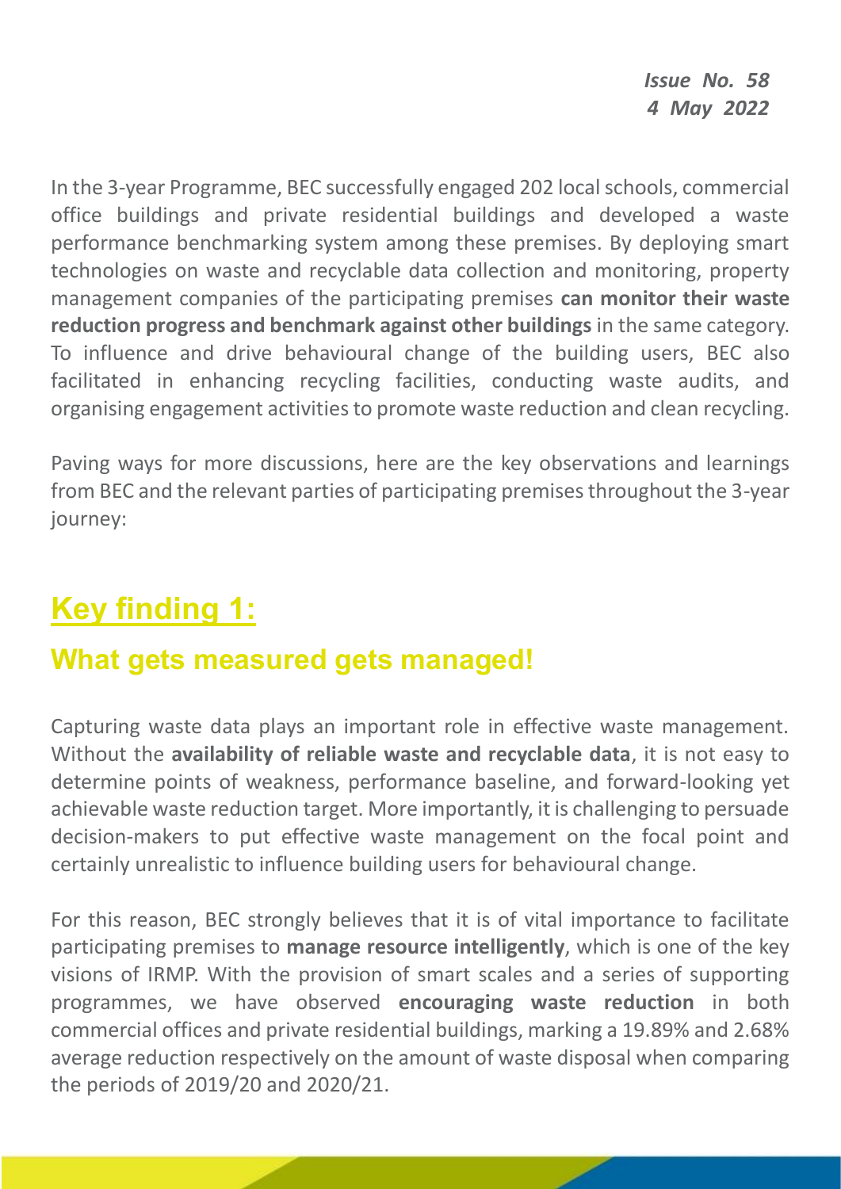*Issue No. 58*
*4 May 2022*

In the 3-year Programme, BEC successfully engaged 202 local schools, commercial office buildings and private residential buildings and developed a waste performance benchmarking system among these premises. By deploying smart technologies on waste and recyclable data collection and monitoring, property management companies of the participating premises **can monitor their waste reduction progress and benchmark against other buildings** in the same category. To influence and drive behavioural change of the building users, BEC also facilitated in enhancing recycling facilities, conducting waste audits, and organising engagement activities to promote waste reduction and clean recycling.

Paving ways for more discussions, here are the key observations and learnings from BEC and the relevant parties of participating premises throughout the 3-year journey:

## Key finding 1:

### What gets measured gets managed!

Capturing waste data plays an important role in effective waste management. Without the **availability of reliable waste and recyclable data**, it is not easy to determine points of weakness, performance baseline, and forward-looking yet achievable waste reduction target. More importantly, it is challenging to persuade decision-makers to put effective waste management on the focal point and certainly unrealistic to influence building users for behavioural change.

For this reason, BEC strongly believes that it is of vital importance to facilitate participating premises to **manage resource intelligently**, which is one of the key visions of IRMP. With the provision of smart scales and a series of supporting programmes, we have observed **encouraging waste reduction** in both commercial offices and private residential buildings, marking a 19.89% and 2.68% average reduction respectively on the amount of waste disposal when comparing the periods of 2019/20 and 2020/21.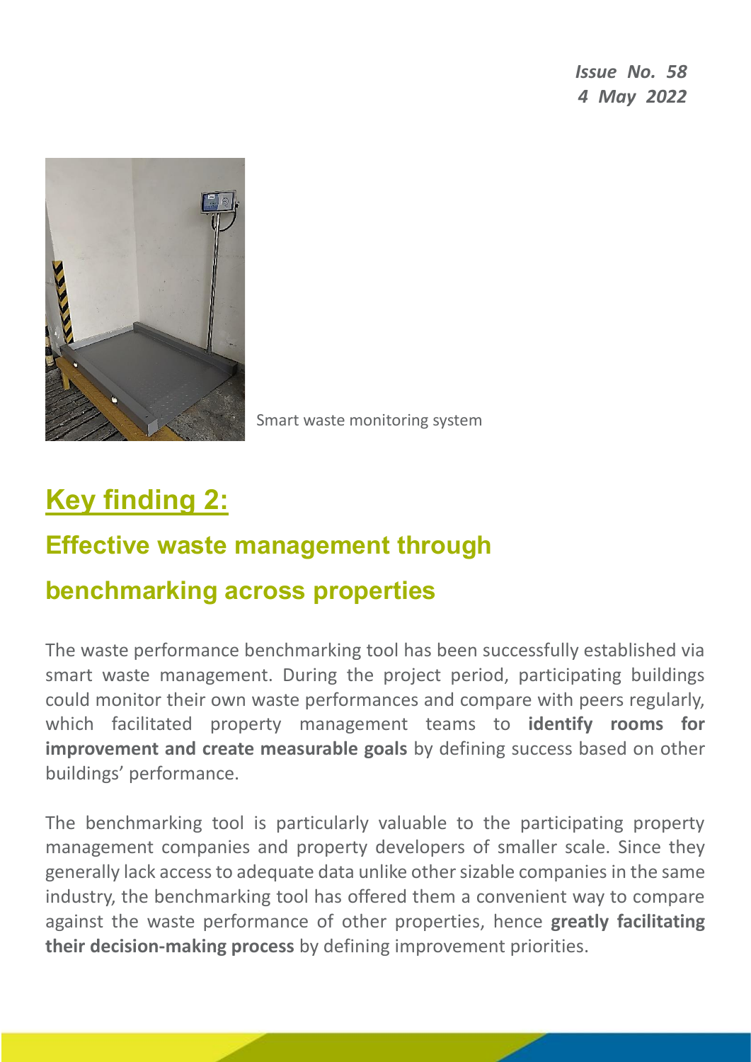Smart waste monitoring system

## Key finding 2:

### Effective waste management through benchmarking across properties

The waste performance benchmarking tool has been successfully established via smart waste management. During the project period, participating buildings could monitor their own waste performances and compare with peers regularly, which facilitated property management teams to **identify rooms for improvement and create measurable goals** by defining success based on other buildings' performance.

The benchmarking tool is particularly valuable to the participating property management companies and property developers of smaller scale. Since they generally lack access to adequate data unlike other sizable companies in the same industry, the benchmarking tool has offered them a convenient way to compare against the waste performance of other properties, hence **greatly facilitating their decision-making process** by defining improvement priorities.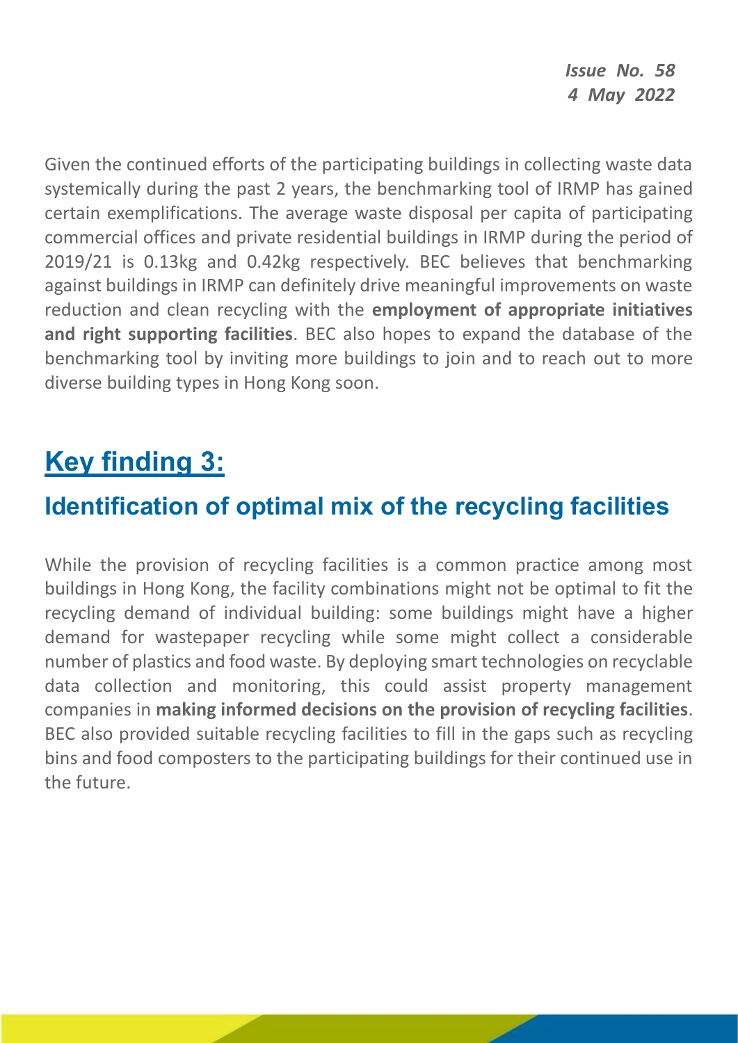Given the continued efforts of the participating buildings in collecting waste data systemically during the past 2 years, the benchmarking tool of IRMP has gained certain exemplifications. The average waste disposal per capita of participating commercial offices and private residential buildings in IRMP during the period of 2019/21 is 0.13kg and 0.42kg respectively. BEC believes that benchmarking against buildings in IRMP can definitely drive meaningful improvements on waste reduction and clean recycling with the **employment of appropriate initiatives and right supporting facilities**. BEC also hopes to expand the database of the benchmarking tool by inviting more buildings to join and to reach out to more diverse building types in Hong Kong soon.

## Key finding 3:

### Identification of optimal mix of the recycling facilities

While the provision of recycling facilities is a common practice among most buildings in Hong Kong, the facility combinations might not be optimal to fit the recycling demand of individual building: some buildings might have a higher demand for wastepaper recycling while some might collect a considerable number of plastics and food waste. By deploying smart technologies on recyclable data collection and monitoring, this could assist property management companies in **making informed decisions on the provision of recycling facilities**. BEC also provided suitable recycling facilities to fill in the gaps such as recycling bins and food composters to the participating buildings for their continued use in the future.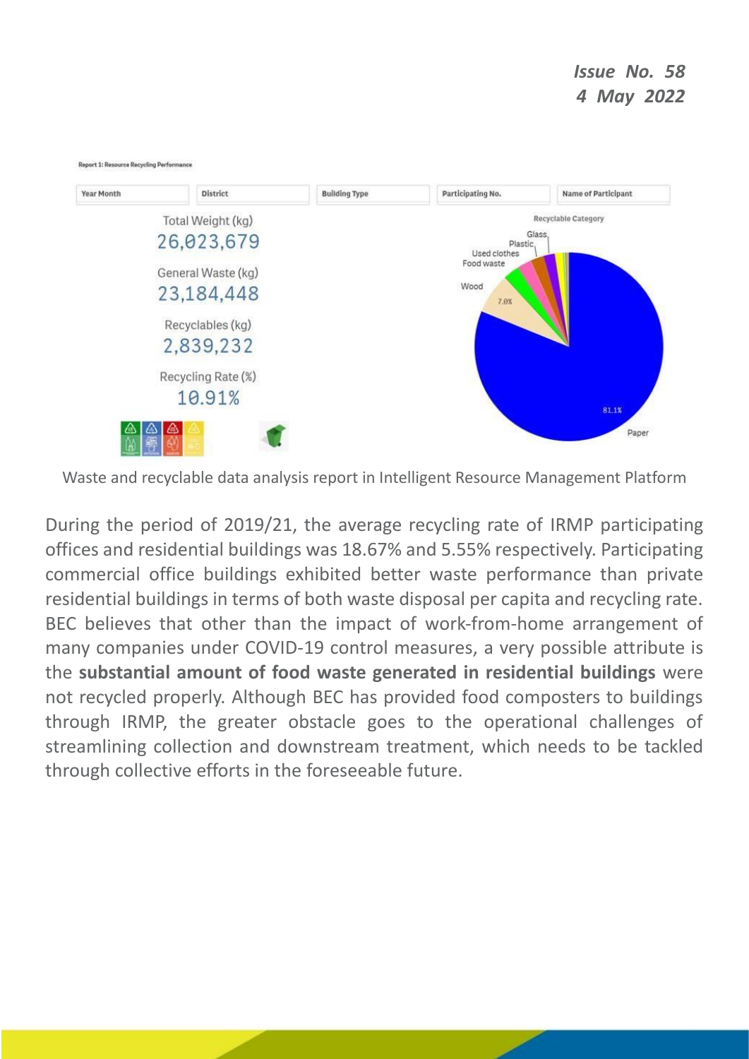Issue No. 58
4 May 2022

Report 1: Resource Recycling Performance

| Year Month | District | Building Type | Participating No. | Name of Participant |
|---|---|---|---|---|

Total Weight (kg)
26,023,679

General Waste (kg)
23,184,448

Recyclables (kg)
2,839,232

Recycling Rate (%)
10.91%

Recyclable Category

Glass, Plastic, Used clothes, Food waste, Wood 7.0%, Paper 81.1%

Waste and recyclable data analysis report in Intelligent Resource Management Platform

During the period of 2019/21, the average recycling rate of IRMP participating offices and residential buildings was 18.67% and 5.55% respectively. Participating commercial office buildings exhibited better waste performance than private residential buildings in terms of both waste disposal per capita and recycling rate. BEC believes that other than the impact of work-from-home arrangement of many companies under COVID-19 control measures, a very possible attribute is the **substantial amount of food waste generated in residential buildings** were not recycled properly. Although BEC has provided food composters to buildings through IRMP, the greater obstacle goes to the operational challenges of streamlining collection and downstream treatment, which needs to be tackled through collective efforts in the foreseeable future.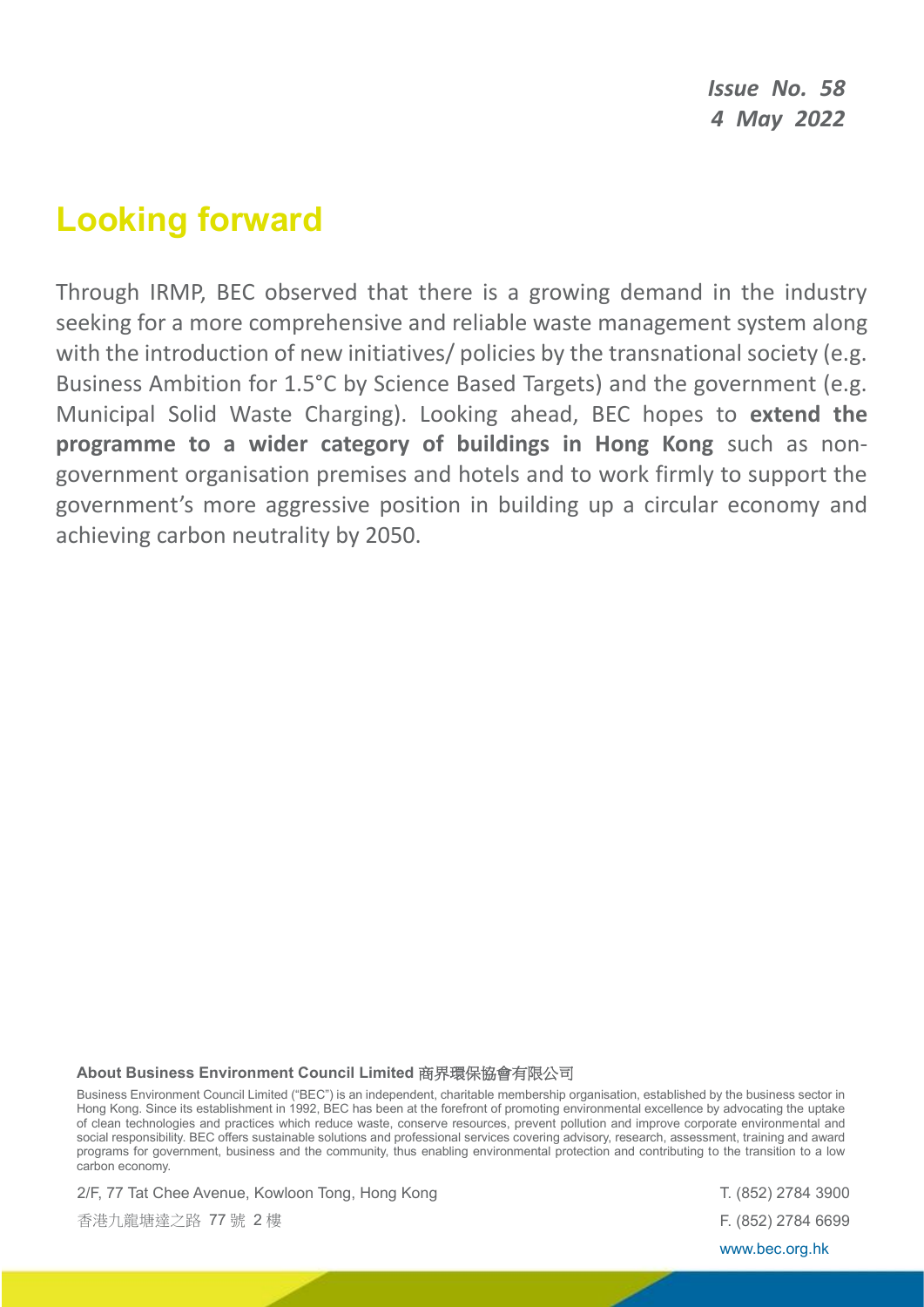## Looking forward

Through IRMP, BEC observed that there is a growing demand in the industry seeking for a more comprehensive and reliable waste management system along with the introduction of new initiatives/ policies by the transnational society (e.g. Business Ambition for 1.5°C by Science Based Targets) and the government (e.g. Municipal Solid Waste Charging). Looking ahead, BEC hopes to **extend the programme to a wider category of buildings in Hong Kong** such as non-government organisation premises and hotels and to work firmly to support the government's more aggressive position in building up a circular economy and achieving carbon neutrality by 2050.

**About Business Environment Council Limited 商界環保協會有限公司**

Business Environment Council Limited ("BEC") is an independent, charitable membership organisation, established by the business sector in Hong Kong. Since its establishment in 1992, BEC has been at the forefront of promoting environmental excellence by advocating the uptake of clean technologies and practices which reduce waste, conserve resources, prevent pollution and improve corporate environmental and social responsibility. BEC offers sustainable solutions and professional services covering advisory, research, assessment, training and award programs for government, business and the community, thus enabling environmental protection and contributing to the transition to a low carbon economy.

2/F, 77 Tat Chee Avenue, Kowloon Tong, Hong Kong
香港九龍塘達之路 77 號 2 樓

T. (852) 2784 3900
F. (852) 2784 6699
www.bec.org.hk